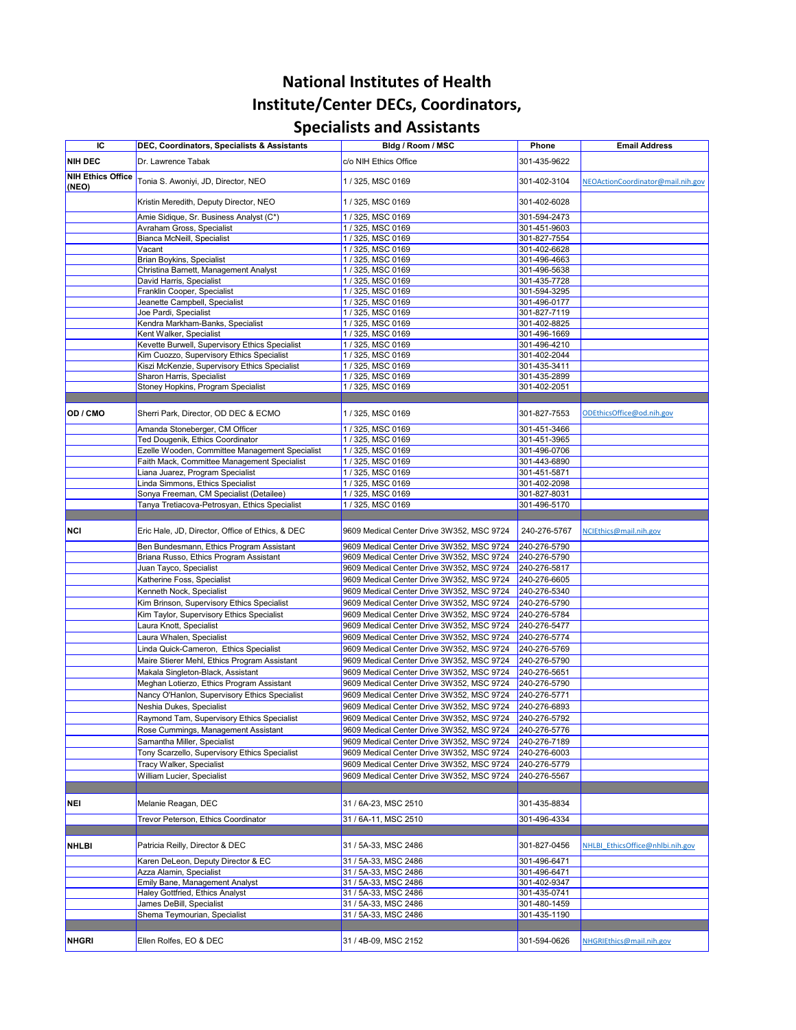# National Institutes of Health
# Institute/Center DECs, Coordinators, Specialists and Assistants

| IC | DEC, Coordinators, Specialists & Assistants | Bldg / Room / MSC | Phone | Email Address |
|---|---|---|---|---|
| NIH DEC | Dr. Lawrence Tabak | c/o NIH Ethics Office | 301-435-9622 | |
| NIH Ethics Office (NEO) | Tonia S. Awoniyi, JD, Director, NEO | 1 / 325, MSC 0169 | 301-402-3104 | NEOActionCoordinator@mail.nih.gov |
| | Kristin Meredith, Deputy Director, NEO | 1 / 325, MSC 0169 | 301-402-6028 | |
| | Amie Sidique, Sr. Business Analyst (C*) | 1 / 325, MSC 0169 | 301-594-2473 | |
| | Avraham Gross, Specialist | 1 / 325, MSC 0169 | 301-451-9603 | |
| | Bianca McNeill, Specialist | 1 / 325, MSC 0169 | 301-827-7554 | |
| | Vacant | 1 / 325, MSC 0169 | 301-402-6628 | |
| | Brian Boykins, Specialist | 1 / 325, MSC 0169 | 301-496-4663 | |
| | Christina Barnett, Management Analyst | 1 / 325, MSC 0169 | 301-496-5638 | |
| | David Harris, Specialist | 1 / 325, MSC 0169 | 301-435-7728 | |
| | Franklin Cooper, Specialist | 1 / 325, MSC 0169 | 301-594-3295 | |
| | Jeanette Campbell, Specialist | 1 / 325, MSC 0169 | 301-496-0177 | |
| | Joe Pardi, Specialist | 1 / 325, MSC 0169 | 301-827-7119 | |
| | Kendra Markham-Banks, Specialist | 1 / 325, MSC 0169 | 301-402-8825 | |
| | Kent Walker, Specialist | 1 / 325, MSC 0169 | 301-496-1669 | |
| | Kevette Burwell, Supervisory Ethics Specialist | 1 / 325, MSC 0169 | 301-496-4210 | |
| | Kim Cuozzo, Supervisory Ethics Specialist | 1 / 325, MSC 0169 | 301-402-2044 | |
| | Kiszi McKenzie, Supervisory Ethics Specialist | 1 / 325, MSC 0169 | 301-435-3411 | |
| | Sharon Harris, Specialist | 1 / 325, MSC 0169 | 301-435-2899 | |
| | Stoney Hopkins, Program Specialist | 1 / 325, MSC 0169 | 301-402-2051 | |
| | | | | |
| OD / CMO | Sherri Park, Director, OD DEC & ECMO | 1 / 325, MSC 0169 | 301-827-7553 | ODEthicsOffice@od.nih.gov |
| | Amanda Stoneberger, CM Officer | 1 / 325, MSC 0169 | 301-451-3466 | |
| | Ted Dougenik, Ethics Coordinator | 1 / 325, MSC 0169 | 301-451-3965 | |
| | Ezelle Wooden, Committee Management Specialist | 1 / 325, MSC 0169 | 301-496-0706 | |
| | Faith Mack, Committee Management Specialist | 1 / 325, MSC 0169 | 301-443-6890 | |
| | Liana Juarez, Program Specialist | 1 / 325, MSC 0169 | 301-451-5871 | |
| | Linda Simmons, Ethics Specialist | 1 / 325, MSC 0169 | 301-402-2098 | |
| | Sonya Freeman, CM Specialist (Detailee) | 1 / 325, MSC 0169 | 301-827-8031 | |
| | Tanya Tretiacova-Petrosyan, Ethics Specialist | 1 / 325, MSC 0169 | 301-496-5170 | |
| | | | | |
| NCI | Eric Hale, JD, Director, Office of Ethics, & DEC | 9609 Medical Center Drive 3W352, MSC 9724 | 240-276-5767 | NCIEthics@mail.nih.gov |
| | Ben Bundesmann, Ethics Program Assistant | 9609 Medical Center Drive 3W352, MSC 9724 | 240-276-5790 | |
| | Briana Russo, Ethics Program Assistant | 9609 Medical Center Drive 3W352, MSC 9724 | 240-276-5790 | |
| | Juan Tayco, Specialist | 9609 Medical Center Drive 3W352, MSC 9724 | 240-276-5817 | |
| | Katherine Foss, Specialist | 9609 Medical Center Drive 3W352, MSC 9724 | 240-276-6605 | |
| | Kenneth Nock, Specialist | 9609 Medical Center Drive 3W352, MSC 9724 | 240-276-5340 | |
| | Kim Brinson, Supervisory Ethics Specialist | 9609 Medical Center Drive 3W352, MSC 9724 | 240-276-5790 | |
| | Kim Taylor, Supervisory Ethics Specialist | 9609 Medical Center Drive 3W352, MSC 9724 | 240-276-5784 | |
| | Laura Knott, Specialist | 9609 Medical Center Drive 3W352, MSC 9724 | 240-276-5477 | |
| | Laura Whalen, Specialist | 9609 Medical Center Drive 3W352, MSC 9724 | 240-276-5774 | |
| | Linda Quick-Cameron, Ethics Specialist | 9609 Medical Center Drive 3W352, MSC 9724 | 240-276-5769 | |
| | Maire Stierer Mehl, Ethics Program Assistant | 9609 Medical Center Drive 3W352, MSC 9724 | 240-276-5790 | |
| | Makala Singleton-Black, Assistant | 9609 Medical Center Drive 3W352, MSC 9724 | 240-276-5651 | |
| | Meghan Lotierzo, Ethics Program Assistant | 9609 Medical Center Drive 3W352, MSC 9724 | 240-276-5790 | |
| | Nancy O'Hanlon, Supervisory Ethics Specialist | 9609 Medical Center Drive 3W352, MSC 9724 | 240-276-5771 | |
| | Neshia Dukes, Specialist | 9609 Medical Center Drive 3W352, MSC 9724 | 240-276-6893 | |
| | Raymond Tam, Supervisory Ethics Specialist | 9609 Medical Center Drive 3W352, MSC 9724 | 240-276-5792 | |
| | Rose Cummings, Management Assistant | 9609 Medical Center Drive 3W352, MSC 9724 | 240-276-5776 | |
| | Samantha Miller, Specialist | 9609 Medical Center Drive 3W352, MSC 9724 | 240-276-7189 | |
| | Tony Scarzello, Supervisory Ethics Specialist | 9609 Medical Center Drive 3W352, MSC 9724 | 240-276-6003 | |
| | Tracy Walker, Specialist | 9609 Medical Center Drive 3W352, MSC 9724 | 240-276-5779 | |
| | William Lucier, Specialist | 9609 Medical Center Drive 3W352, MSC 9724 | 240-276-5567 | |
| | | | | |
| NEI | Melanie Reagan, DEC | 31 / 6A-23, MSC 2510 | 301-435-8834 | |
| | Trevor Peterson, Ethics Coordinator | 31 / 6A-11, MSC 2510 | 301-496-4334 | |
| | | | | |
| NHLBI | Patricia Reilly, Director & DEC | 31 / 5A-33, MSC 2486 | 301-827-0456 | NHLBI_EthicsOffice@nhlbi.nih.gov |
| | Karen DeLeon, Deputy Director & EC | 31 / 5A-33, MSC 2486 | 301-496-6471 | |
| | Azza Alamin, Specialist | 31 / 5A-33, MSC 2486 | 301-496-6471 | |
| | Emily Bane, Management Analyst | 31 / 5A-33, MSC 2486 | 301-402-9347 | |
| | Haley Gottfried, Ethics Analyst | 31 / 5A-33, MSC 2486 | 301-435-0741 | |
| | James DeBill, Specialist | 31 / 5A-33, MSC 2486 | 301-480-1459 | |
| | Shema Teymourian, Specialist | 31 / 5A-33, MSC 2486 | 301-435-1190 | |
| | | | | |
| NHGRI | Ellen Rolfes, EO & DEC | 31 / 4B-09, MSC 2152 | 301-594-0626 | NHGRIEthics@mail.nih.gov |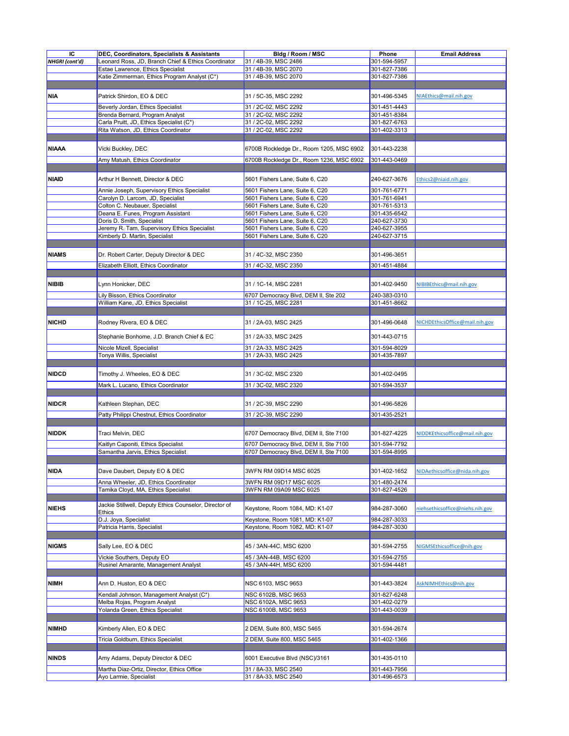| IC | DEC, Coordinators, Specialists & Assistants | Bldg / Room / MSC | Phone | Email Address |
|---|---|---|---|---|
| *NHGRI (cont'd)* | Leonard Ross, JD, Branch Chief & Ethics Coordinator | 31 / 4B-39, MSC 2486 | 301-594-5957 | |
| | Estae Lawrence, Ethics Specialist | 31 / 4B-39, MSC 2070 | 301-827-7386 | |
| | Katie Zimmerman, Ethics Program Analyst (C*) | 31 / 4B-39, MSC 2070 | 301-827-7386 | |
| | | | | |
| **NIA** | Patrick Shirdon, EO & DEC | 31 / 5C-35, MSC 2292 | 301-496-5345 | NIAEthics@mail.nih.gov |
| | Beverly Jordan, Ethics Specialist | 31 / 2C-02, MSC 2292 | 301-451-4443 | |
| | Brenda Bernard, Program Analyst | 31 / 2C-02, MSC 2292 | 301-451-8384 | |
| | Carla Pruitt, JD, Ethics Specialist (C*) | 31 / 2C-02, MSC 2292 | 301-827-6763 | |
| | Rita Watson, JD, Ethics Coordinator | 31 / 2C-02, MSC 2292 | 301-402-3313 | |
| | | | | |
| **NIAAA** | Vicki Buckley, DEC | 6700B Rockledge Dr., Room 1205, MSC 6902 | 301-443-2238 | |
| | Amy Matush, Ethics Coordinator | 6700B Rockledge Dr., Room 1236, MSC 6902 | 301-443-0469 | |
| | | | | |
| **NIAID** | Arthur H Bennett, Director & DEC | 5601 Fishers Lane, Suite 6, C20 | 240-627-3676 | Ethics2@niaid.nih.gov |
| | Annie Joseph, Supervisory Ethics Specialist | 5601 Fishers Lane, Suite 6, C20 | 301-761-6771 | |
| | Carolyn D. Larcom, JD, Specialist | 5601 Fishers Lane, Suite 6, C20 | 301-761-6941 | |
| | Colton C. Neubauer, Specialist | 5601 Fishers Lane, Suite 6, C20 | 301-761-5313 | |
| | Deana E. Funes, Program Assistant | 5601 Fishers Lane, Suite 6, C20 | 301-435-6542 | |
| | Doris D. Smith, Specialist | 5601 Fishers Lane, Suite 6, C20 | 240-627-3730 | |
| | Jeremy R. Tam, Supervisory Ethics Specialist | 5601 Fishers Lane, Suite 6, C20 | 240-627-3955 | |
| | Kimberly D. Martin, Specialist | 5601 Fishers Lane, Suite 6, C20 | 240-627-3715 | |
| | | | | |
| **NIAMS** | Dr. Robert Carter, Deputy Director & DEC | 31 / 4C-32, MSC 2350 | 301-496-3651 | |
| | Elizabeth Elliott, Ethics Coordinator | 31 / 4C-32, MSC 2350 | 301-451-4884 | |
| | | | | |
| **NIBIB** | Lynn Honicker, DEC | 31 / 1C-14, MSC 2281 | 301-402-9450 | NIBIBEthics@mail.nih.gov |
| | Lily Bisson, Ethics Coordinator | 6707 Democracy Blvd, DEM II, Ste 202 | 240-383-0310 | |
| | William Kane, JD, Ethics Specialist | 31 / 1C-25, MSC 2281 | 301-451-8662 | |
| | | | | |
| **NICHD** | Rodney Rivera, EO & DEC | 31 / 2A-03, MSC 2425 | 301-496-0648 | NICHDEthicsOffice@mail.nih.gov |
| | Stephanie Bonhome, J.D. Branch Chief & EC | 31 / 2A-33, MSC 2425 | 301-443-0715 | |
| | Nicole Mizell, Specialist | 31 / 2A-33, MSC 2425 | 301-594-8029 | |
| | Tonya Willis, Specialist | 31 / 2A-33, MSC 2425 | 301-435-7897 | |
| | | | | |
| **NIDCD** | Timothy J. Wheeles, EO & DEC | 31 / 3C-02, MSC 2320 | 301-402-0495 | |
| | Mark L. Lucano, Ethics Coordinator | 31 / 3C-02, MSC 2320 | 301-594-3537 | |
| | | | | |
| **NIDCR** | Kathleen Stephan, DEC | 31 / 2C-39, MSC 2290 | 301-496-5826 | |
| | Patty Philippi Chestnut, Ethics Coordinator | 31 / 2C-39, MSC 2290 | 301-435-2521 | |
| | | | | |
| **NIDDK** | Traci Melvin, DEC | 6707 Democracy Blvd, DEM II, Ste 7100 | 301-827-4225 | NIDDKEthicsoffice@mail.nih.gov |
| | Kaitlyn Caponiti, Ethics Specialist | 6707 Democracy Blvd, DEM II, Ste 7100 | 301-594-7792 | |
| | Samantha Jarvis, Ethics Specialist | 6707 Democracy Blvd, DEM II, Ste 7100 | 301-594-8995 | |
| | | | | |
| **NIDA** | Dave Daubert, Deputy EO & DEC | 3WFN RM 09D14 MSC 6025 | 301-402-1652 | NIDAethicsoffice@nida.nih.gov |
| | Anna Wheeler, JD, Ethics Coordinator | 3WFN RM 09D17 MSC 6025 | 301-480-2474 | |
| | Tamika Cloyd, MA, Ethics Specialist | 3WFN RM 09A09 MSC 6025 | 301-827-4526 | |
| | | | | |
| **NIEHS** | Jackie Stillwell, Deputy Ethics Counselor, Director of Ethics | Keystone, Room 1084, MD: K1-07 | 984-287-3060 | niehsethicsoffice@niehs.nih.gov |
| | D.J. Joya, Specialist | Keystone, Room 1081, MD: K1-07 | 984-287-3033 | |
| | Patricia Harris, Specialist | Keystone, Room 1082, MD: K1-07 | 984-287-3030 | |
| | | | | |
| **NIGMS** | Sally Lee, EO & DEC | 45 / 3AN-44C, MSC 6200 | 301-594-2755 | NIGMSEthicsoffice@nih.gov |
| | Vickie Southers, Deputy EO | 45 / 3AN-44B, MSC 6200 | 301-594-2755 | |
| | Rusinel Amarante, Management Analyst | 45 / 3AN-44H, MSC 6200 | 301-594-4481 | |
| | | | | |
| **NIMH** | Ann D. Huston, EO & DEC | NSC 6103, MSC 9653 | 301-443-3824 | AskNIMHEthics@nih.gov |
| | Kendall Johnson, Management Analyst (C*) | NSC 6102B, MSC 9653 | 301-827-6248 | |
| | Melba Rojas, Program Analyst | NSC 6102A, MSC 9653 | 301-402-0279 | |
| | Yolanda Green, Ethics Specialist | NSC 6100B, MSC 9653 | 301-443-0039 | |
| | | | | |
| **NIMHD** | Kimberly Allen, EO & DEC | 2 DEM, Suite 800, MSC 5465 | 301-594-2674 | |
| | Tricia Goldburn, Ethics Specialist | 2 DEM, Suite 800, MSC 5465 | 301-402-1366 | |
| | | | | |
| **NINDS** | Amy Adams, Deputy Director & DEC | 6001 Executive Blvd (NSC)/3161 | 301-435-0110 | |
| | Martha Diaz-Ortiz, Director, Ethics Office | 31 / 8A-33, MSC 2540 | 301-443-7956 | |
| | Ayo Larmie, Specialist | 31 / 8A-33, MSC 2540 | 301-496-6573 | |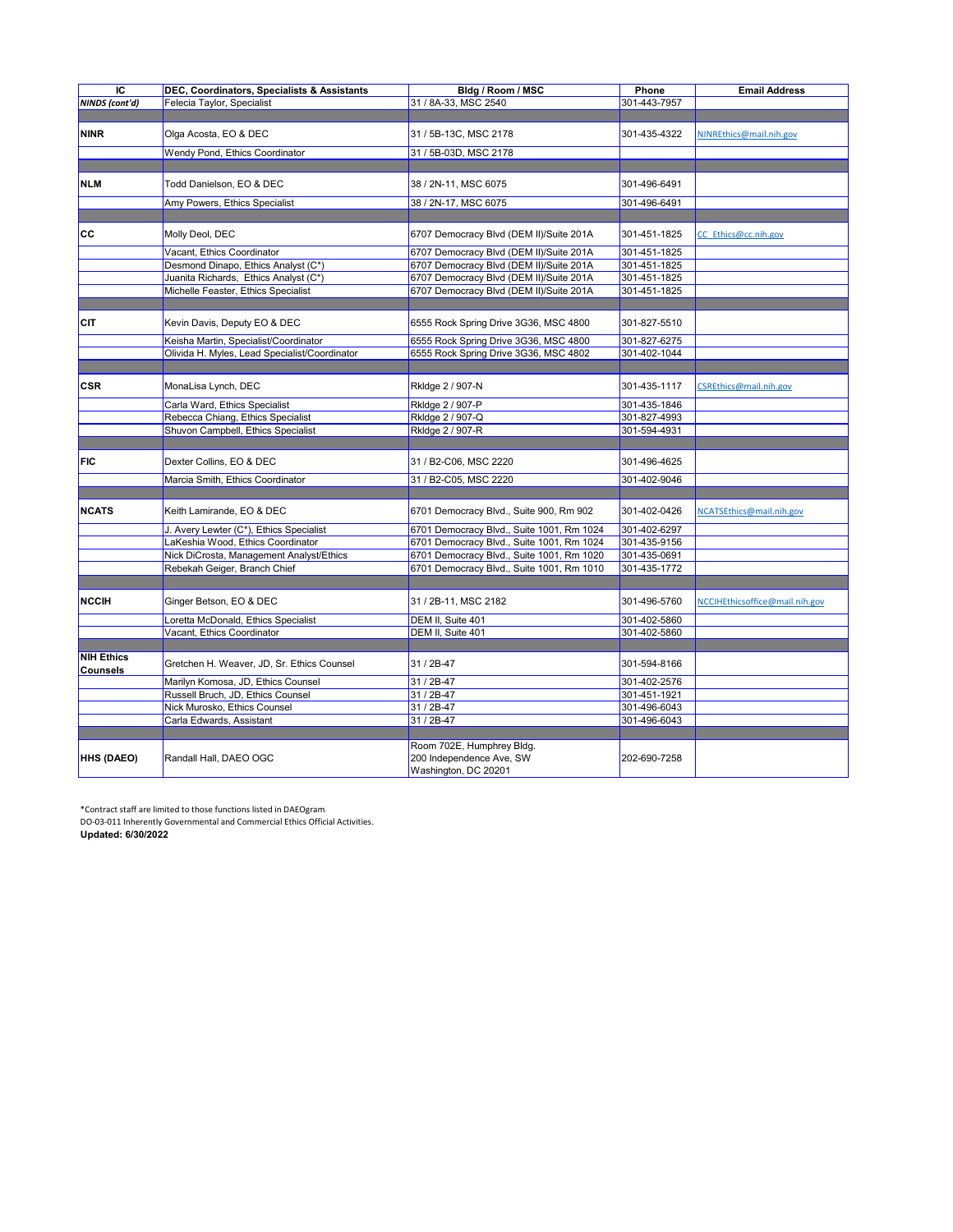| IC | DEC, Coordinators, Specialists & Assistants | Bldg / Room / MSC | Phone | Email Address |
|---|---|---|---|---|
| *NINDS (cont'd)* | Felecia Taylor, Specialist | 31 / 8A-33, MSC 2540 | 301-443-7957 | |
| | | | | |
| **NINR** | Olga Acosta, EO & DEC | 31 / 5B-13C, MSC 2178 | 301-435-4322 | NINREthics@mail.nih.gov |
| | Wendy Pond, Ethics Coordinator | 31 / 5B-03D, MSC 2178 | | |
| | | | | |
| **NLM** | Todd Danielson, EO & DEC | 38 / 2N-11, MSC 6075 | 301-496-6491 | |
| | Amy Powers, Ethics Specialist | 38 / 2N-17, MSC 6075 | 301-496-6491 | |
| | | | | |
| **CC** | Molly Deol, DEC | 6707 Democracy Blvd (DEM II)/Suite 201A | 301-451-1825 | CC_Ethics@cc.nih.gov |
| | Vacant, Ethics Coordinator | 6707 Democracy Blvd (DEM II)/Suite 201A | 301-451-1825 | |
| | Desmond Dinapo, Ethics Analyst (C*) | 6707 Democracy Blvd (DEM II)/Suite 201A | 301-451-1825 | |
| | Juanita Richards, Ethics Analyst (C*) | 6707 Democracy Blvd (DEM II)/Suite 201A | 301-451-1825 | |
| | Michelle Feaster, Ethics Specialist | 6707 Democracy Blvd (DEM II)/Suite 201A | 301-451-1825 | |
| | | | | |
| **CIT** | Kevin Davis, Deputy EO & DEC | 6555 Rock Spring Drive 3G36, MSC 4800 | 301-827-5510 | |
| | Keisha Martin, Specialist/Coordinator | 6555 Rock Spring Drive 3G36, MSC 4800 | 301-827-6275 | |
| | Olivida H. Myles, Lead Specialist/Coordinator | 6555 Rock Spring Drive 3G36, MSC 4802 | 301-402-1044 | |
| | | | | |
| **CSR** | MonaLisa Lynch, DEC | Rkldge 2 / 907-N | 301-435-1117 | CSREthics@mail.nih.gov |
| | Carla Ward, Ethics Specialist | Rkldge 2 / 907-P | 301-435-1846 | |
| | Rebecca Chiang, Ethics Specialist | Rkldge 2 / 907-Q | 301-827-4993 | |
| | Shuvon Campbell, Ethics Specialist | Rkldge 2 / 907-R | 301-594-4931 | |
| | | | | |
| **FIC** | Dexter Collins, EO & DEC | 31 / B2-C06, MSC 2220 | 301-496-4625 | |
| | Marcia Smith, Ethics Coordinator | 31 / B2-C05, MSC 2220 | 301-402-9046 | |
| | | | | |
| **NCATS** | Keith Lamirande, EO & DEC | 6701 Democracy Blvd., Suite 900, Rm 902 | 301-402-0426 | NCATSEthics@mail.nih.gov |
| | J. Avery Lewter (C*), Ethics Specialist | 6701 Democracy Blvd., Suite 1001, Rm 1024 | 301-402-6297 | |
| | LaKeshia Wood, Ethics Coordinator | 6701 Democracy Blvd., Suite 1001, Rm 1024 | 301-435-9156 | |
| | Nick DiCrosta, Management Analyst/Ethics | 6701 Democracy Blvd., Suite 1001, Rm 1020 | 301-435-0691 | |
| | Rebekah Geiger, Branch Chief | 6701 Democracy Blvd., Suite 1001, Rm 1010 | 301-435-1772 | |
| | | | | |
| **NCCIH** | Ginger Betson, EO & DEC | 31 / 2B-11, MSC 2182 | 301-496-5760 | NCCIHEthicsoffice@mail.nih.gov |
| | Loretta McDonald, Ethics Specialist | DEM II, Suite 401 | 301-402-5860 | |
| | Vacant, Ethics Coordinator | DEM II, Suite 401 | 301-402-5860 | |
| | | | | |
| **NIH Ethics Counsels** | Gretchen H. Weaver, JD, Sr. Ethics Counsel | 31 / 2B-47 | 301-594-8166 | |
| | Marilyn Komosa, JD, Ethics Counsel | 31 / 2B-47 | 301-402-2576 | |
| | Russell Bruch, JD, Ethics Counsel | 31 / 2B-47 | 301-451-1921 | |
| | Nick Murosko, Ethics Counsel | 31 / 2B-47 | 301-496-6043 | |
| | Carla Edwards, Assistant | 31 / 2B-47 | 301-496-6043 | |
| | | | | |
| **HHS (DAEO)** | Randall Hall, DAEO OGC | Room 702E, Humphrey Bldg. 200 Independence Ave, SW Washington, DC 20201 | 202-690-7258 | |

*Contract staff are limited to those functions listed in DAEOgram
DO-03-011 Inherently Governmental and Commercial Ethics Official Activities.

**Updated: 6/30/2022**